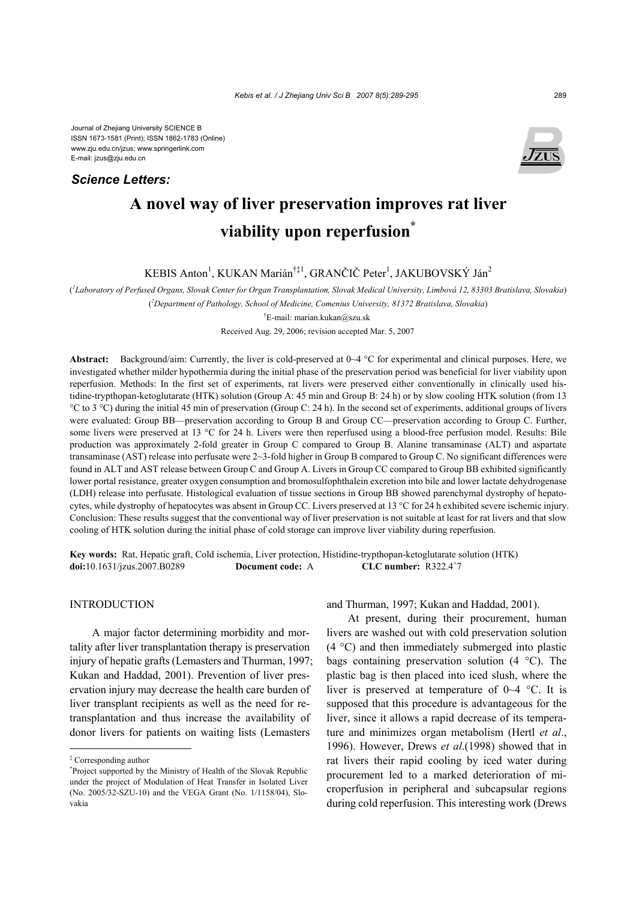Journal of Zhejiang University SCIENCE B
ISSN 1673-1581 (Print); ISSN 1862-1783 (Online)
www.zju.edu.cn/jzus; www.springerlink.com
E-mail: jzus@zju.edu.cn

***Science Letters:***

# A novel way of liver preservation improves rat liver viability upon reperfusion*

KEBIS Anton[1], KUKAN Marián[†‡1], GRANČIČ Peter[1], JAKUBOVSKÝ Ján[2]

([1]*Laboratory of Perfused Organs, Slovak Center for Organ Transplantation, Slovak Medical University, Limbová 12, 83303 Bratislava, Slovakia*)

([2]*Department of Pathology, School of Medicine, Comenius University, 81372 Bratislava, Slovakia*)

[†]E-mail: marian.kukan@szu.sk

Received Aug. 29, 2006; revision accepted Mar. 5, 2007

**Abstract:** Background/aim: Currently, the liver is cold-preserved at 0~4 °C for experimental and clinical purposes. Here, we investigated whether milder hypothermia during the initial phase of the preservation period was beneficial for liver viability upon reperfusion. Methods: In the first set of experiments, rat livers were preserved either conventionally in clinically used histidine-trypthopan-ketoglutarate (HTK) solution (Group A: 45 min and Group B: 24 h) or by slow cooling HTK solution (from 13 °C to 3 °C) during the initial 45 min of preservation (Group C: 24 h). In the second set of experiments, additional groups of livers were evaluated: Group BB—preservation according to Group B and Group CC—preservation according to Group C. Further, some livers were preserved at 13 °C for 24 h. Livers were then reperfused using a blood-free perfusion model. Results: Bile production was approximately 2-fold greater in Group C compared to Group B. Alanine transaminase (ALT) and aspartate transaminase (AST) release into perfusate were 2~3-fold higher in Group B compared to Group C. No significant differences were found in ALT and AST release between Group C and Group A. Livers in Group CC compared to Group BB exhibited significantly lower portal resistance, greater oxygen consumption and bromosulfophthalein excretion into bile and lower lactate dehydrogenase (LDH) release into perfusate. Histological evaluation of tissue sections in Group BB showed parenchymal dystrophy of hepatocytes, while dystrophy of hepatocytes was absent in Group CC. Livers preserved at 13 °C for 24 h exhibited severe ischemic injury. Conclusion: These results suggest that the conventional way of liver preservation is not suitable at least for rat livers and that slow cooling of HTK solution during the initial phase of cold storage can improve liver viability during reperfusion.

**Key words:** Rat, Hepatic graft, Cold ischemia, Liver protection, Histidine-trypthopan-ketoglutarate solution (HTK)
**doi:**10.1631/jzus.2007.B0289 **Document code:** A **CLC number:** R322.4[+]7

## INTRODUCTION

A major factor determining morbidity and mortality after liver transplantation therapy is preservation injury of hepatic grafts (Lemasters and Thurman, 1997; Kukan and Haddad, 2001). Prevention of liver preservation injury may decrease the health care burden of liver transplant recipients as well as the need for retransplantation and thus increase the availability of donor livers for patients on waiting lists (Lemasters and Thurman, 1997; Kukan and Haddad, 2001).

At present, during their procurement, human livers are washed out with cold preservation solution (4 °C) and then immediately submerged into plastic bags containing preservation solution (4 °C). The plastic bag is then placed into iced slush, where the liver is preserved at temperature of 0~4 °C. It is supposed that this procedure is advantageous for the liver, since it allows a rapid decrease of its temperature and minimizes organ metabolism (Hertl *et al*., 1996). However, Drews *et al*.(1998) showed that in rat livers their rapid cooling by iced water during procurement led to a marked deterioration of microperfusion in peripheral and subcapsular regions during cold reperfusion. This interesting work (Drews

---

[‡] Corresponding author

[*]Project supported by the Ministry of Health of the Slovak Republic under the project of Modulation of Heat Transfer in Isolated Liver (No. 2005/32-SZU-10) and the VEGA Grant (No. 1/1158/04), Slovakia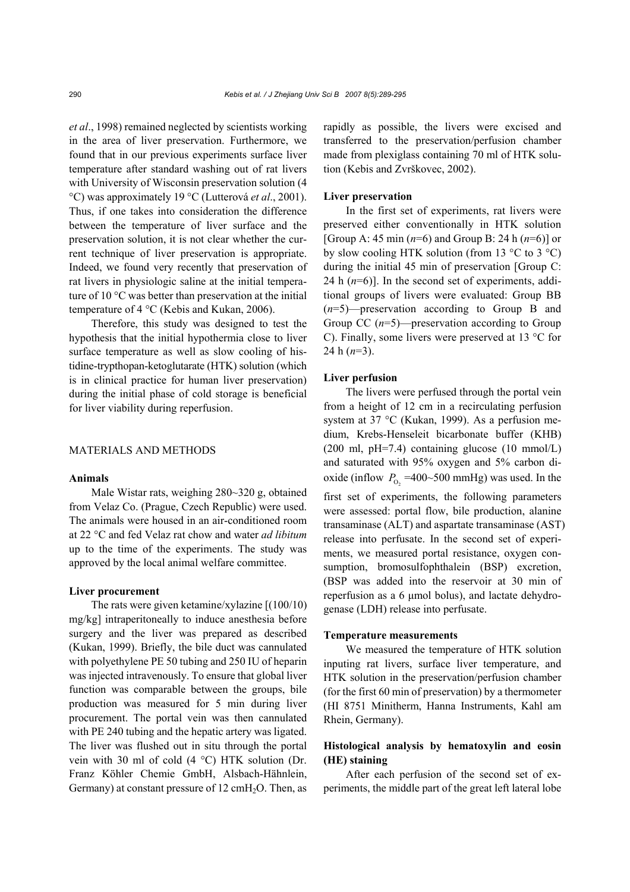*et al*., 1998) remained neglected by scientists working in the area of liver preservation. Furthermore, we found that in our previous experiments surface liver temperature after standard washing out of rat livers with University of Wisconsin preservation solution (4 °C) was approximately 19 °C (Lutterová *et al*., 2001). Thus, if one takes into consideration the difference between the temperature of liver surface and the preservation solution, it is not clear whether the current technique of liver preservation is appropriate. Indeed, we found very recently that preservation of rat livers in physiologic saline at the initial temperature of 10 °C was better than preservation at the initial temperature of 4 °C (Kebis and Kukan, 2006).

Therefore, this study was designed to test the hypothesis that the initial hypothermia close to liver surface temperature as well as slow cooling of histidine-trypthopan-ketoglutarate (HTK) solution (which is in clinical practice for human liver preservation) during the initial phase of cold storage is beneficial for liver viability during reperfusion.

## MATERIALS AND METHODS

### Animals

Male Wistar rats, weighing 280~320 g, obtained from Velaz Co. (Prague, Czech Republic) were used. The animals were housed in an air-conditioned room at 22 °C and fed Velaz rat chow and water *ad libitum* up to the time of the experiments. The study was approved by the local animal welfare committee.

### Liver procurement

The rats were given ketamine/xylazine [(100/10) mg/kg] intraperitoneally to induce anesthesia before surgery and the liver was prepared as described (Kukan, 1999). Briefly, the bile duct was cannulated with polyethylene PE 50 tubing and 250 IU of heparin was injected intravenously. To ensure that global liver function was comparable between the groups, bile production was measured for 5 min during liver procurement. The portal vein was then cannulated with PE 240 tubing and the hepatic artery was ligated. The liver was flushed out in situ through the portal vein with 30 ml of cold (4 °C) HTK solution (Dr. Franz Köhler Chemie GmbH, Alsbach-Hähnlein, Germany) at constant pressure of 12 $cmH_2O$. Then, as rapidly as possible, the livers were excised and transferred to the preservation/perfusion chamber made from plexiglass containing 70 ml of HTK solution (Kebis and Zvrškovec, 2002).

### Liver preservation

In the first set of experiments, rat livers were preserved either conventionally in HTK solution [Group A: 45 min ($n$=6) and Group B: 24 h ($n$=6)] or by slow cooling HTK solution (from 13 °C to 3 °C) during the initial 45 min of preservation [Group C: 24 h ($n$=6)]. In the second set of experiments, additional groups of livers were evaluated: Group BB ($n$=5)—preservation according to Group B and Group CC ($n$=5)—preservation according to Group C). Finally, some livers were preserved at 13 °C for 24 h ($n$=3).

### Liver perfusion

The livers were perfused through the portal vein from a height of 12 cm in a recirculating perfusion system at 37 °C (Kukan, 1999). As a perfusion medium, Krebs-Henseleit bicarbonate buffer (KHB) (200 ml, pH=7.4) containing glucose (10 mmol/L) and saturated with 95% oxygen and 5% carbon dioxide (inflow $P_{O_2}$ =400~500 mmHg) was used. In the first set of experiments, the following parameters were assessed: portal flow, bile production, alanine transaminase (ALT) and aspartate transaminase (AST) release into perfusate. In the second set of experiments, we measured portal resistance, oxygen consumption, bromosulfophthalein (BSP) excretion, (BSP was added into the reservoir at 30 min of reperfusion as a 6 μmol bolus), and lactate dehydrogenase (LDH) release into perfusate.

### Temperature measurements

We measured the temperature of HTK solution inputing rat livers, surface liver temperature, and HTK solution in the preservation/perfusion chamber (for the first 60 min of preservation) by a thermometer (HI 8751 Minitherm, Hanna Instruments, Kahl am Rhein, Germany).

### Histological analysis by hematoxylin and eosin (HE) staining

After each perfusion of the second set of experiments, the middle part of the great left lateral lobe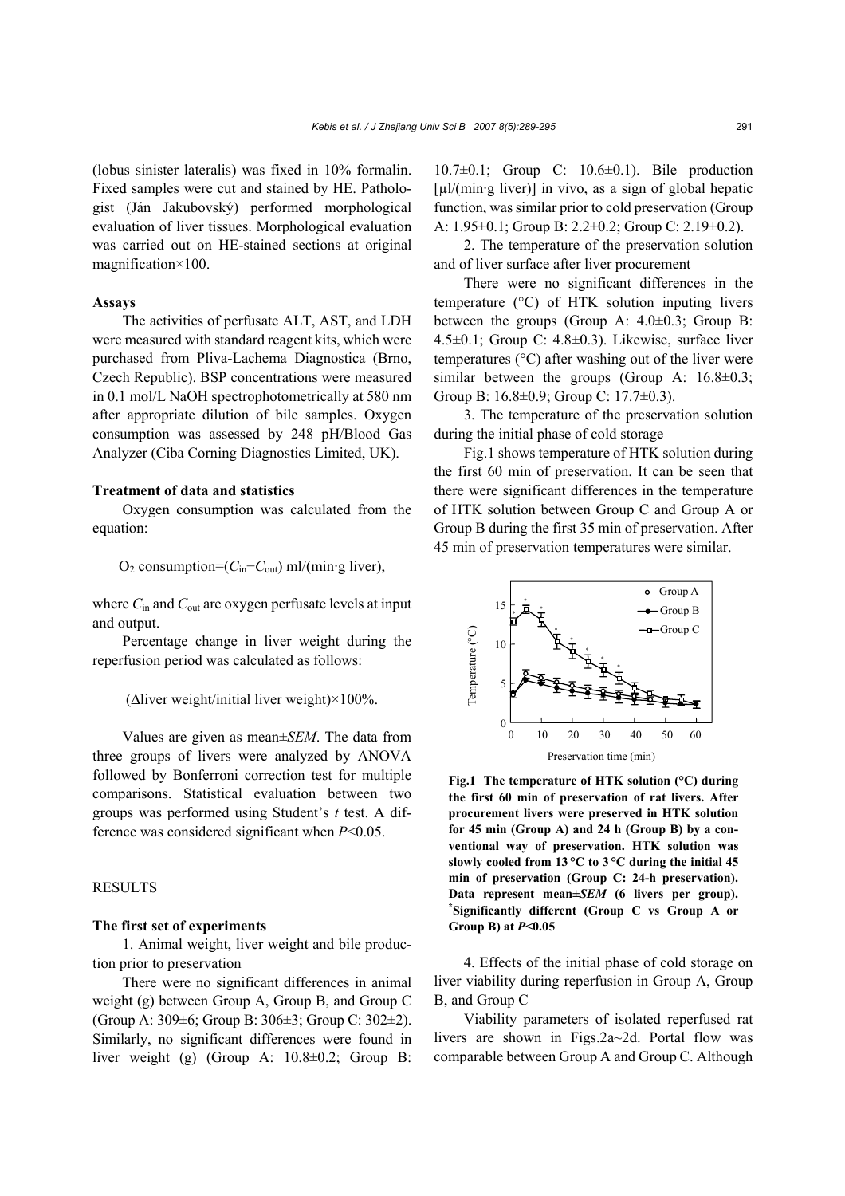(lobus sinister lateralis) was fixed in 10% formalin. Fixed samples were cut and stained by HE. Pathologist (Ján Jakubovský) performed morphological evaluation of liver tissues. Morphological evaluation was carried out on HE-stained sections at original magnification×100.

**Assays**

The activities of perfusate ALT, AST, and LDH were measured with standard reagent kits, which were purchased from Pliva-Lachema Diagnostica (Brno, Czech Republic). BSP concentrations were measured in 0.1 mol/L NaOH spectrophotometrically at 580 nm after appropriate dilution of bile samples. Oxygen consumption was assessed by 248 pH/Blood Gas Analyzer (Ciba Corning Diagnostics Limited, UK).

**Treatment of data and statistics**

Oxygen consumption was calculated from the equation:

$$O_2 \text{ consumption}=(C_{in}-C_{out}) \text{ ml/(min·g liver)},$$

where $C_{in}$ and $C_{out}$ are oxygen perfusate levels at input and output.

Percentage change in liver weight during the reperfusion period was calculated as follows:

$$(\Delta\text{liver weight/initial liver weight})\times100\%.$$

Values are given as mean±*SEM*. The data from three groups of livers were analyzed by ANOVA followed by Bonferroni correction test for multiple comparisons. Statistical evaluation between two groups was performed using Student's *t* test. A difference was considered significant when $P<0.05$.

RESULTS

**The first set of experiments**

1. Animal weight, liver weight and bile production prior to preservation

There were no significant differences in animal weight (g) between Group A, Group B, and Group C (Group A: 309±6; Group B: 306±3; Group C: 302±2). Similarly, no significant differences were found in liver weight (g) (Group A: 10.8±0.2; Group B: 10.7±0.1; Group C: 10.6±0.1). Bile production [μl/(min·g liver)] in vivo, as a sign of global hepatic function, was similar prior to cold preservation (Group A: 1.95±0.1; Group B: 2.2±0.2; Group C: 2.19±0.2).

2. The temperature of the preservation solution and of liver surface after liver procurement

There were no significant differences in the temperature (°C) of HTK solution inputing livers between the groups (Group A: 4.0±0.3; Group B: 4.5±0.1; Group C: 4.8±0.3). Likewise, surface liver temperatures (°C) after washing out of the liver were similar between the groups (Group A: 16.8±0.3; Group B: 16.8±0.9; Group C: 17.7±0.3).

3. The temperature of the preservation solution during the initial phase of cold storage

Fig.1 shows temperature of HTK solution during the first 60 min of preservation. It can be seen that there were significant differences in the temperature of HTK solution between Group C and Group A or Group B during the first 35 min of preservation. After 45 min of preservation temperatures were similar.

**Fig.1 The temperature of HTK solution (°C) during the first 60 min of preservation of rat livers. After procurement livers were preserved in HTK solution for 45 min (Group A) and 24 h (Group B) by a conventional way of preservation. HTK solution was slowly cooled from 13 °C to 3 °C during the initial 45 min of preservation (Group C: 24-h preservation). Data represent mean±*SEM* (6 livers per group). * Significantly different (Group C vs Group A or Group B) at $P<0.05$**

4. Effects of the initial phase of cold storage on liver viability during reperfusion in Group A, Group B, and Group C

Viability parameters of isolated reperfused rat livers are shown in Figs.2a~2d. Portal flow was comparable between Group A and Group C. Although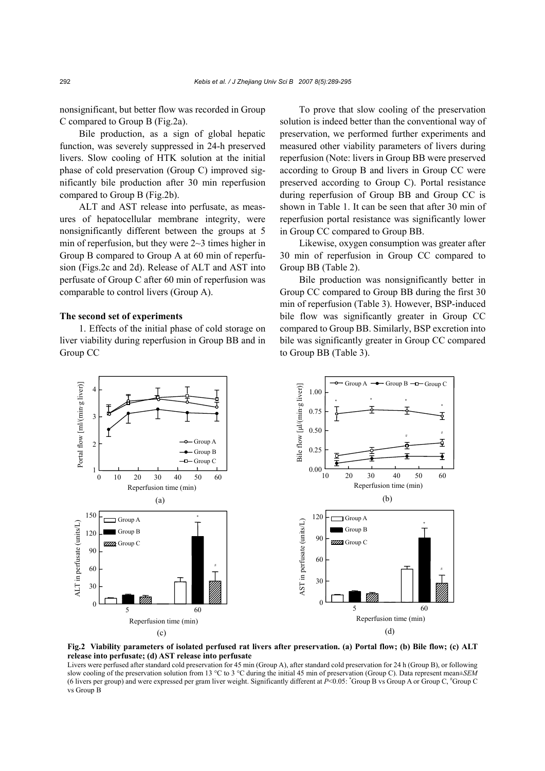nonsignificant, but better flow was recorded in Group C compared to Group B (Fig.2a).

Bile production, as a sign of global hepatic function, was severely suppressed in 24-h preserved livers. Slow cooling of HTK solution at the initial phase of cold preservation (Group C) improved significantly bile production after 30 min reperfusion compared to Group B (Fig.2b).

ALT and AST release into perfusate, as measures of hepatocellular membrane integrity, were nonsignificantly different between the groups at 5 min of reperfusion, but they were 2~3 times higher in Group B compared to Group A at 60 min of reperfusion (Figs.2c and 2d). Release of ALT and AST into perfusate of Group C after 60 min of reperfusion was comparable to control livers (Group A).

**The second set of experiments**

1. Effects of the initial phase of cold storage on liver viability during reperfusion in Group BB and in Group CC

To prove that slow cooling of the preservation solution is indeed better than the conventional way of preservation, we performed further experiments and measured other viability parameters of livers during reperfusion (Note: livers in Group BB were preserved according to Group B and livers in Group CC were preserved according to Group C). Portal resistance during reperfusion of Group BB and Group CC is shown in Table 1. It can be seen that after 30 min of reperfusion portal resistance was significantly lower in Group CC compared to Group BB.

Likewise, oxygen consumption was greater after 30 min of reperfusion in Group CC compared to Group BB (Table 2).

Bile production was nonsignificantly better in Group CC compared to Group BB during the first 30 min of reperfusion (Table 3). However, BSP-induced bile flow was significantly greater in Group CC compared to Group BB. Similarly, BSP excretion into bile was significantly greater in Group CC compared to Group BB (Table 3).

**Fig.2 Viability parameters of isolated perfused rat livers after preservation. (a) Portal flow; (b) Bile flow; (c) ALT release into perfusate; (d) AST release into perfusate**

Livers were perfused after standard cold preservation for 45 min (Group A), after standard cold preservation for 24 h (Group B), or following slow cooling of the preservation solution from 13 °C to 3 °C during the initial 45 min of preservation (Group C). Data represent mean±*SEM* (6 livers per group) and were expressed per gram liver weight. Significantly different at $P<0.05$: *Group B vs Group A or Group C, #Group C vs Group B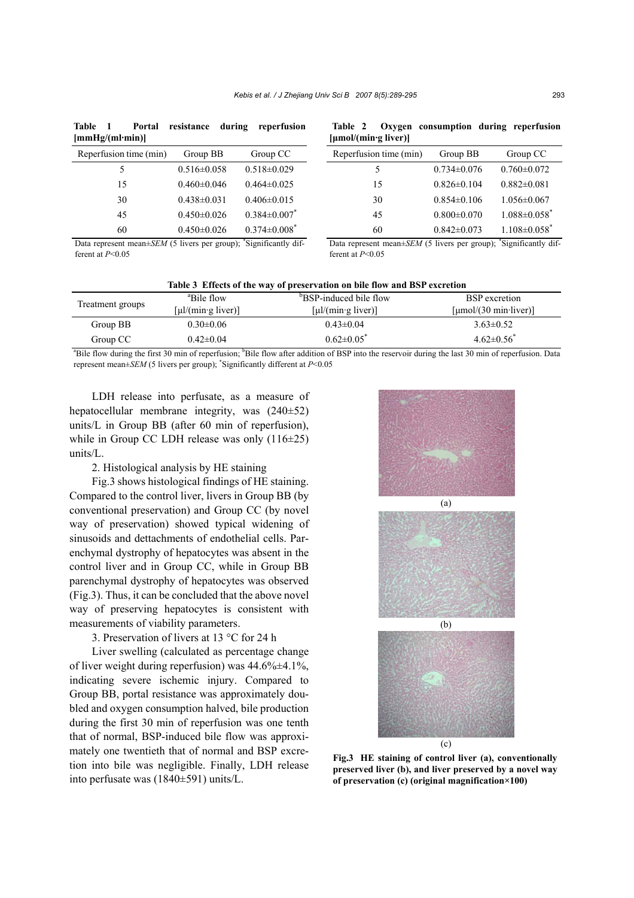**Table 1 Portal resistance during reperfusion [mmHg/(ml·min)]**

| Reperfusion time (min) | Group BB | Group CC |
|---|---|---|
| 5 | 0.516±0.058 | 0.518±0.029 |
| 15 | 0.460±0.046 | 0.464±0.025 |
| 30 | 0.438±0.031 | 0.406±0.015 |
| 45 | 0.450±0.026 | 0.384±0.007* |
| 60 | 0.450±0.026 | 0.374±0.008* |

Data represent mean±*SEM* (5 livers per group); *Significantly different at $P<0.05$

**Table 2 Oxygen consumption during reperfusion [μmol/(min·g liver)]**

| Reperfusion time (min) | Group BB | Group CC |
|---|---|---|
| 5 | 0.734±0.076 | 0.760±0.072 |
| 15 | 0.826±0.104 | 0.882±0.081 |
| 30 | 0.854±0.106 | 1.056±0.067 |
| 45 | 0.800±0.070 | 1.088±0.058* |
| 60 | 0.842±0.073 | 1.108±0.058* |

Data represent mean±*SEM* (5 livers per group); *Significantly different at $P<0.05$

**Table 3 Effects of the way of preservation on bile flow and BSP excretion**

| Treatment groups | [a]Bile flow [μl/(min·g liver)] | [b]BSP-induced bile flow [μl/(min·g liver)] | BSP excretion [μmol/(30 min·liver)] |
|---|---|---|---|
| Group BB | 0.30±0.06 | 0.43±0.04 | 3.63±0.52 |
| Group CC | 0.42±0.04 | 0.62±0.05* | 4.62±0.56* |

[a]Bile flow during the first 30 min of reperfusion; [b]Bile flow after addition of BSP into the reservoir during the last 30 min of reperfusion. Data represent mean±*SEM* (5 livers per group); *Significantly different at $P<0.05$

LDH release into perfusate, as a measure of hepatocellular membrane integrity, was (240±52) units/L in Group BB (after 60 min of reperfusion), while in Group CC LDH release was only (116±25) units/L.

2. Histological analysis by HE staining

Fig.3 shows histological findings of HE staining. Compared to the control liver, livers in Group BB (by conventional preservation) and Group CC (by novel way of preservation) showed typical widening of sinusoids and dettachments of endothelial cells. Parenchymal dystrophy of hepatocytes was absent in the control liver and in Group CC, while in Group BB parenchymal dystrophy of hepatocytes was observed (Fig.3). Thus, it can be concluded that the above novel way of preserving hepatocytes is consistent with measurements of viability parameters.

3. Preservation of livers at 13 °C for 24 h

Liver swelling (calculated as percentage change of liver weight during reperfusion) was 44.6%±4.1%, indicating severe ischemic injury. Compared to Group BB, portal resistance was approximately doubled and oxygen consumption halved, bile production during the first 30 min of reperfusion was one tenth that of normal, BSP-induced bile flow was approximately one twentieth that of normal and BSP excretion into bile was negligible. Finally, LDH release into perfusate was (1840±591) units/L.

(a)

(b)

(c)

**Fig.3 HE staining of control liver (a), conventionally preserved liver (b), and liver preserved by a novel way of preservation (c) (original magnification×100)**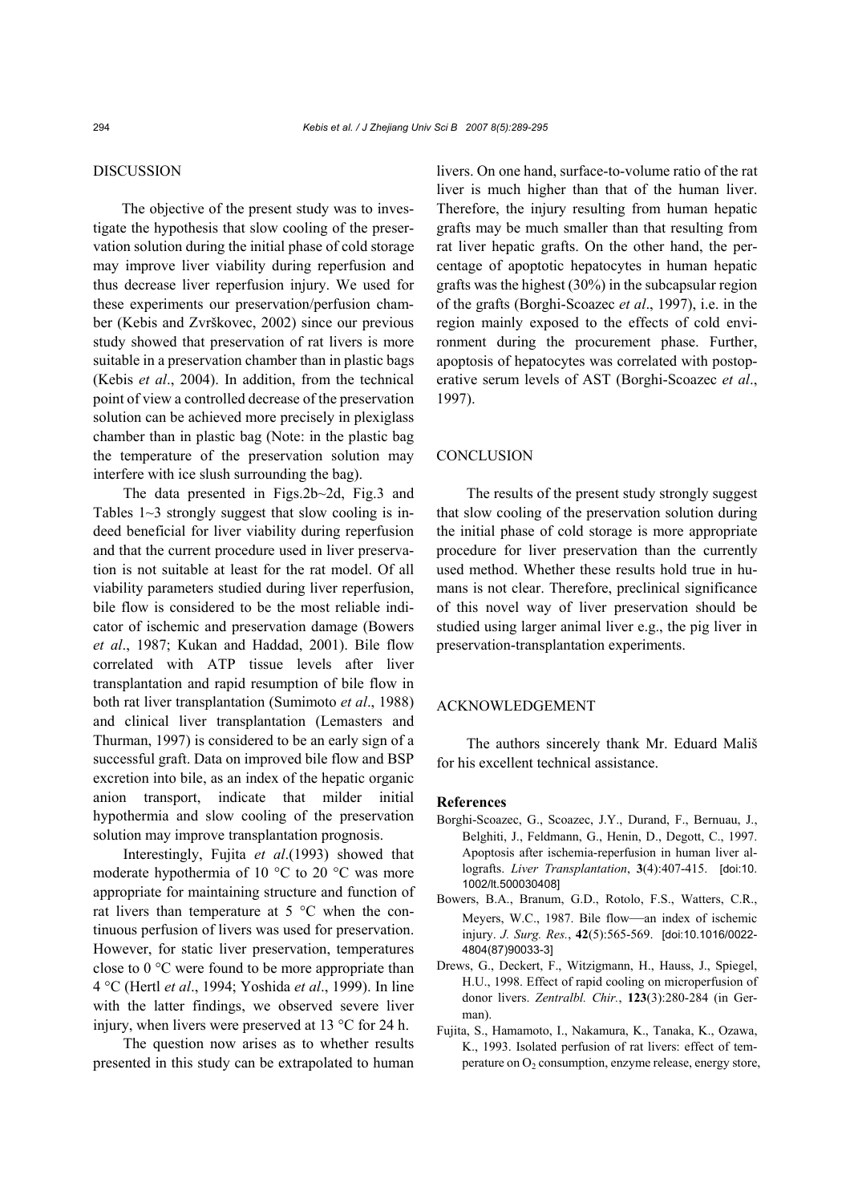## DISCUSSION

The objective of the present study was to investigate the hypothesis that slow cooling of the preservation solution during the initial phase of cold storage may improve liver viability during reperfusion and thus decrease liver reperfusion injury. We used for these experiments our preservation/perfusion chamber (Kebis and Zvrškovec, 2002) since our previous study showed that preservation of rat livers is more suitable in a preservation chamber than in plastic bags (Kebis *et al*., 2004). In addition, from the technical point of view a controlled decrease of the preservation solution can be achieved more precisely in plexiglass chamber than in plastic bag (Note: in the plastic bag the temperature of the preservation solution may interfere with ice slush surrounding the bag).

The data presented in Figs.2b~2d, Fig.3 and Tables 1~3 strongly suggest that slow cooling is indeed beneficial for liver viability during reperfusion and that the current procedure used in liver preservation is not suitable at least for the rat model. Of all viability parameters studied during liver reperfusion, bile flow is considered to be the most reliable indicator of ischemic and preservation damage (Bowers *et al*., 1987; Kukan and Haddad, 2001). Bile flow correlated with ATP tissue levels after liver transplantation and rapid resumption of bile flow in both rat liver transplantation (Sumimoto *et al*., 1988) and clinical liver transplantation (Lemasters and Thurman, 1997) is considered to be an early sign of a successful graft. Data on improved bile flow and BSP excretion into bile, as an index of the hepatic organic anion transport, indicate that milder initial hypothermia and slow cooling of the preservation solution may improve transplantation prognosis.

Interestingly, Fujita *et al*.(1993) showed that moderate hypothermia of 10 °C to 20 °C was more appropriate for maintaining structure and function of rat livers than temperature at 5 °C when the continuous perfusion of livers was used for preservation. However, for static liver preservation, temperatures close to 0 °C were found to be more appropriate than 4 °C (Hertl *et al*., 1994; Yoshida *et al*., 1999). In line with the latter findings, we observed severe liver injury, when livers were preserved at 13 °C for 24 h.

The question now arises as to whether results presented in this study can be extrapolated to human livers. On one hand, surface-to-volume ratio of the rat liver is much higher than that of the human liver. Therefore, the injury resulting from human hepatic grafts may be much smaller than that resulting from rat liver hepatic grafts. On the other hand, the percentage of apoptotic hepatocytes in human hepatic grafts was the highest (30%) in the subcapsular region of the grafts (Borghi-Scoazec *et al*., 1997), i.e. in the region mainly exposed to the effects of cold environment during the procurement phase. Further, apoptosis of hepatocytes was correlated with postoperative serum levels of AST (Borghi-Scoazec *et al*., 1997).

## CONCLUSION

The results of the present study strongly suggest that slow cooling of the preservation solution during the initial phase of cold storage is more appropriate procedure for liver preservation than the currently used method. Whether these results hold true in humans is not clear. Therefore, preclinical significance of this novel way of liver preservation should be studied using larger animal liver e.g., the pig liver in preservation-transplantation experiments.

## ACKNOWLEDGEMENT

The authors sincerely thank Mr. Eduard Mališ for his excellent technical assistance.

### References

Borghi-Scoazec, G., Scoazec, J.Y., Durand, F., Bernuau, J., Belghiti, J., Feldmann, G., Henin, D., Degott, C., 1997. Apoptosis after ischemia-reperfusion in human liver allografts. *Liver Transplantation*, **3**(4):407-415. [doi:10.1002/lt.500030408]

Bowers, B.A., Branum, G.D., Rotolo, F.S., Watters, C.R., Meyers, W.C., 1987. Bile flow—an index of ischemic injury. *J. Surg. Res.*, **42**(5):565-569. [doi:10.1016/0022-4804(87)90033-3]

Drews, G., Deckert, F., Witzigmann, H., Hauss, J., Spiegel, H.U., 1998. Effect of rapid cooling on microperfusion of donor livers. *Zentralbl. Chir.*, **123**(3):280-284 (in German).

Fujita, S., Hamamoto, I., Nakamura, K., Tanaka, K., Ozawa, K., 1993. Isolated perfusion of rat livers: effect of temperature on $O_2$ consumption, enzyme release, energy store,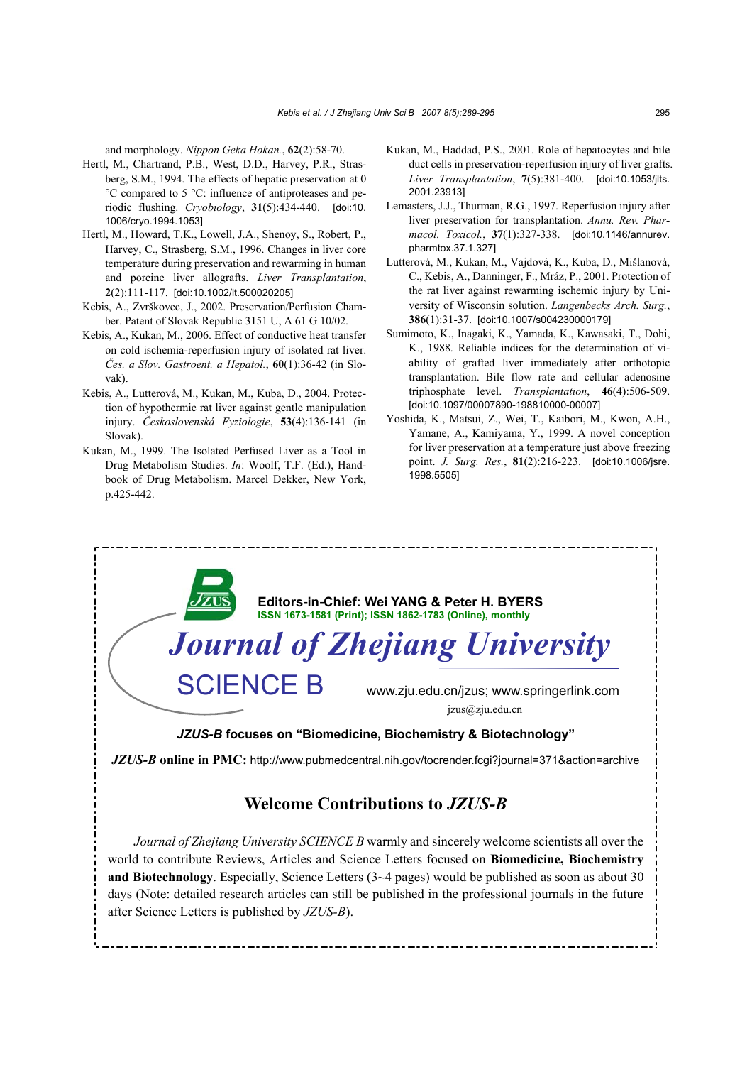and morphology. *Nippon Geka Hokan.*, **62**(2):58-70.

Hertl, M., Chartrand, P.B., West, D.D., Harvey, P.R., Strasberg, S.M., 1994. The effects of hepatic preservation at 0 °C compared to 5 °C: influence of antiproteases and periodic flushing. *Cryobiology*, **31**(5):434-440. [doi:10.1006/cryo.1994.1053]

Hertl, M., Howard, T.K., Lowell, J.A., Shenoy, S., Robert, P., Harvey, C., Strasberg, S.M., 1996. Changes in liver core temperature during preservation and rewarming in human and porcine liver allografts. *Liver Transplantation*, **2**(2):111-117. [doi:10.1002/lt.500020205]

Kebis, A., Zvrškovec, J., 2002. Preservation/Perfusion Chamber. Patent of Slovak Republic 3151 U, A 61 G 10/02.

Kebis, A., Kukan, M., 2006. Effect of conductive heat transfer on cold ischemia-reperfusion injury of isolated rat liver. *Čes. a Slov. Gastroent. a Hepatol.*, **60**(1):36-42 (in Slovak).

Kebis, A., Lutterová, M., Kukan, M., Kuba, D., 2004. Protection of hypothermic rat liver against gentle manipulation injury. *Československá Fyziologie*, **53**(4):136-141 (in Slovak).

Kukan, M., 1999. The Isolated Perfused Liver as a Tool in Drug Metabolism Studies. *In*: Woolf, T.F. (Ed.), Handbook of Drug Metabolism. Marcel Dekker, New York, p.425-442.

Kukan, M., Haddad, P.S., 2001. Role of hepatocytes and bile duct cells in preservation-reperfusion injury of liver grafts. *Liver Transplantation*, **7**(5):381-400. [doi:10.1053/jlts.2001.23913]

Lemasters, J.J., Thurman, R.G., 1997. Reperfusion injury after liver preservation for transplantation. *Annu. Rev. Pharmacol. Toxicol.*, **37**(1):327-338. [doi:10.1146/annurev.pharmtox.37.1.327]

Lutterová, M., Kukan, M., Vajdová, K., Kuba, D., Mišlanová, C., Kebis, A., Danninger, F., Mráz, P., 2001. Protection of the rat liver against rewarming ischemic injury by University of Wisconsin solution. *Langenbecks Arch. Surg.*, **386**(1):31-37. [doi:10.1007/s004230000179]

Sumimoto, K., Inagaki, K., Yamada, K., Kawasaki, T., Dohi, K., 1988. Reliable indices for the determination of viability of grafted liver immediately after orthotopic transplantation. Bile flow rate and cellular adenosine triphosphate level. *Transplantation*, **46**(4):506-509. [doi:10.1097/00007890-198810000-00007]

Yoshida, K., Matsui, Z., Wei, T., Kaibori, M., Kwon, A.H., Yamane, A., Kamiyama, Y., 1999. A novel conception for liver preservation at a temperature just above freezing point. *J. Surg. Res.*, **81**(2):216-223. [doi:10.1006/jsre.1998.5505]

---

**Editors-in-Chief: Wei YANG & Peter H. BYERS**
**ISSN 1673-1581 (Print); ISSN 1862-1783 (Online), monthly**

# *Journal of Zhejiang University* SCIENCE B

www.zju.edu.cn/jzus; www.springerlink.com
jzus@zju.edu.cn

***JZUS-B*** **focuses on "Biomedicine, Biochemistry & Biotechnology"**

***JZUS-B*** **online in PMC:** http://www.pubmedcentral.nih.gov/tocrender.fcgi?journal=371&action=archive

## Welcome Contributions to *JZUS-B*

*Journal of Zhejiang University SCIENCE B* warmly and sincerely welcome scientists all over the world to contribute Reviews, Articles and Science Letters focused on **Biomedicine, Biochemistry and Biotechnology**. Especially, Science Letters (3~4 pages) would be published as soon as about 30 days (Note: detailed research articles can still be published in the professional journals in the future after Science Letters is published by *JZUS-B*).